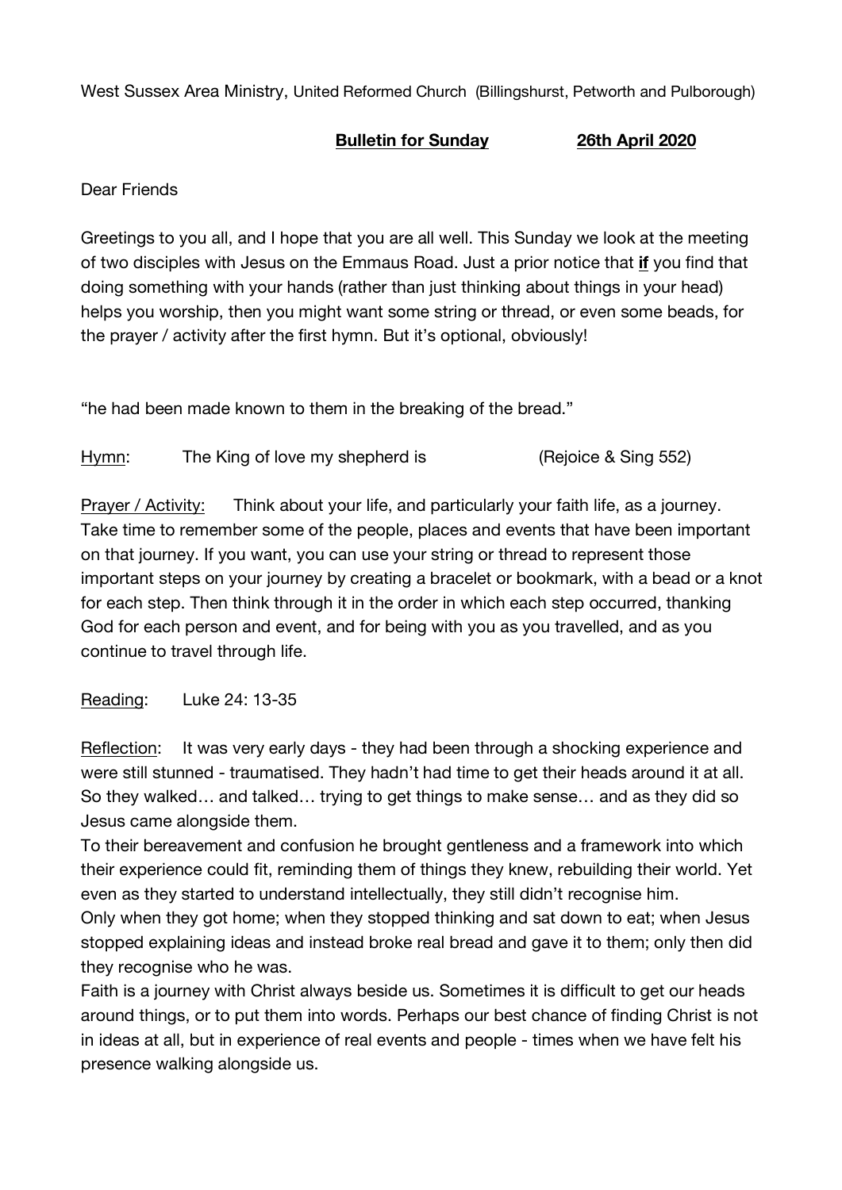West Sussex Area Ministry, United Reformed Church (Billingshurst, Petworth and Pulborough)

**Bulletin for Sunday** **26th April 2020**

Dear Friends

Greetings to you all, and I hope that you are all well. This Sunday we look at the meeting of two disciples with Jesus on the Emmaus Road. Just a prior notice that **if** you find that doing something with your hands (rather than just thinking about things in your head) helps you worship, then you might want some string or thread, or even some beads, for the prayer / activity after the first hymn. But it's optional, obviously!

"he had been made known to them in the breaking of the bread."

Hymn: The King of love my shepherd is (Rejoice & Sing 552)

Prayer / Activity: Think about your life, and particularly your faith life, as a journey. Take time to remember some of the people, places and events that have been important on that journey. If you want, you can use your string or thread to represent those important steps on your journey by creating a bracelet or bookmark, with a bead or a knot for each step. Then think through it in the order in which each step occurred, thanking God for each person and event, and for being with you as you travelled, and as you continue to travel through life.

Reading: Luke 24: 13-35

Reflection: It was very early days - they had been through a shocking experience and were still stunned - traumatised. They hadn't had time to get their heads around it at all. So they walked… and talked… trying to get things to make sense… and as they did so Jesus came alongside them.

To their bereavement and confusion he brought gentleness and a framework into which their experience could fit, reminding them of things they knew, rebuilding their world. Yet even as they started to understand intellectually, they still didn't recognise him.

Only when they got home; when they stopped thinking and sat down to eat; when Jesus stopped explaining ideas and instead broke real bread and gave it to them; only then did they recognise who he was.

Faith is a journey with Christ always beside us. Sometimes it is difficult to get our heads around things, or to put them into words. Perhaps our best chance of finding Christ is not in ideas at all, but in experience of real events and people - times when we have felt his presence walking alongside us.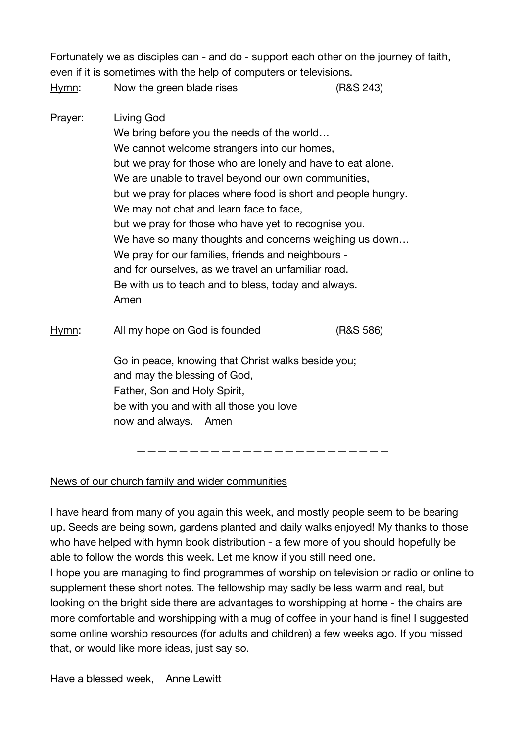Fortunately we as disciples can - and do - support each other on the journey of faith, even if it is sometimes with the help of computers or televisions.

<u>Hymn</u>: Now the green blade rises (R&S 243)

<u>Prayer:</u> Living God
We bring before you the needs of the world…
We cannot welcome strangers into our homes,
but we pray for those who are lonely and have to eat alone.
We are unable to travel beyond our own communities,
but we pray for places where food is short and people hungry.
We may not chat and learn face to face,
but we pray for those who have yet to recognise you.
We have so many thoughts and concerns weighing us down…
We pray for our families, friends and neighbours -
and for ourselves, as we travel an unfamiliar road.
Be with us to teach and to bless, today and always.
Amen

<u>Hymn</u>: All my hope on God is founded (R&S 586)

Go in peace, knowing that Christ walks beside you;
and may the blessing of God,
Father, Son and Holy Spirit,
be with you and with all those you love
now and always. Amen

---

<u>News of our church family and wider communities</u>

I have heard from many of you again this week, and mostly people seem to be bearing up. Seeds are being sown, gardens planted and daily walks enjoyed! My thanks to those who have helped with hymn book distribution - a few more of you should hopefully be able to follow the words this week. Let me know if you still need one.
I hope you are managing to find programmes of worship on television or radio or online to supplement these short notes. The fellowship may sadly be less warm and real, but looking on the bright side there are advantages to worshipping at home - the chairs are more comfortable and worshipping with a mug of coffee in your hand is fine! I suggested some online worship resources (for adults and children) a few weeks ago. If you missed that, or would like more ideas, just say so.

Have a blessed week, Anne Lewitt